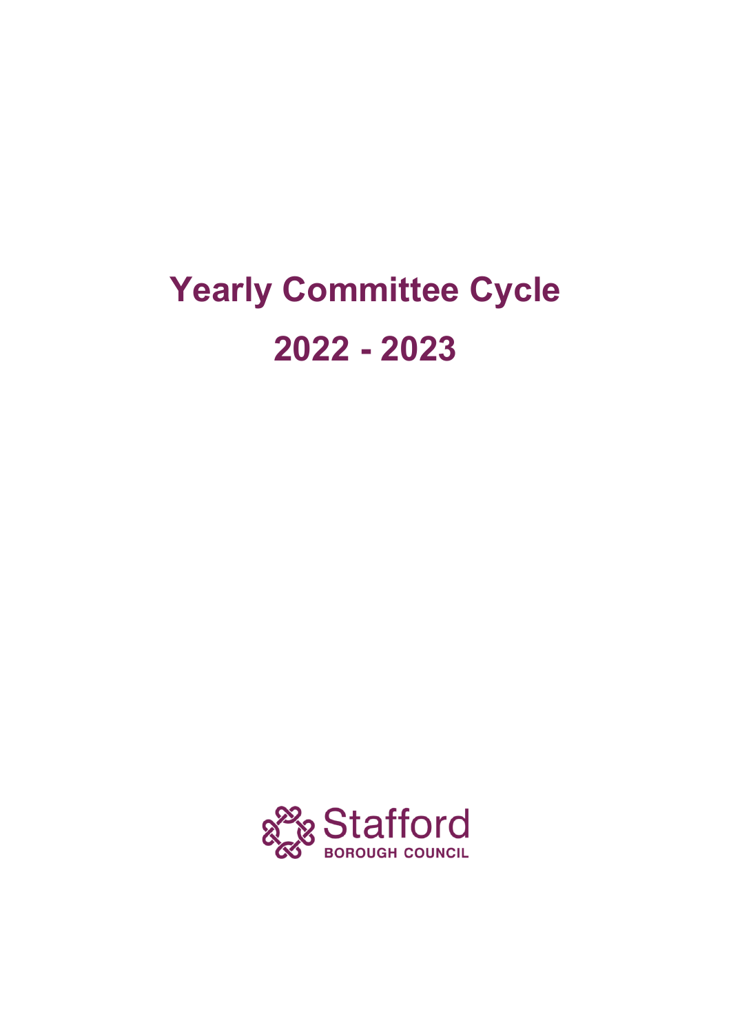# Yearly Committee Cycle

# 2022 - 2023

Stafford

BOROUGH COUNCIL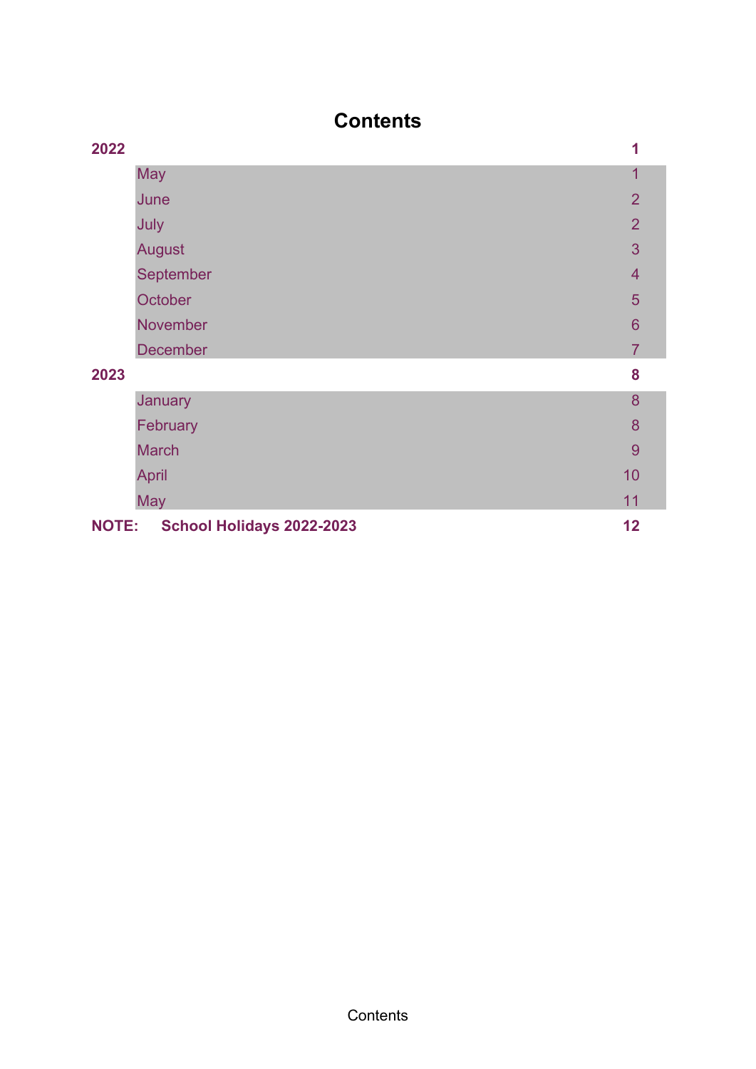# Contents

**2022** **1**

- May 1
- June 2
- July 2
- August 3
- September 4
- October 5
- November 6
- December 7

**2023** **8**

- January 8
- February 8
- March 9
- April 10
- May 11

**NOTE: School Holidays 2022-2023** **12**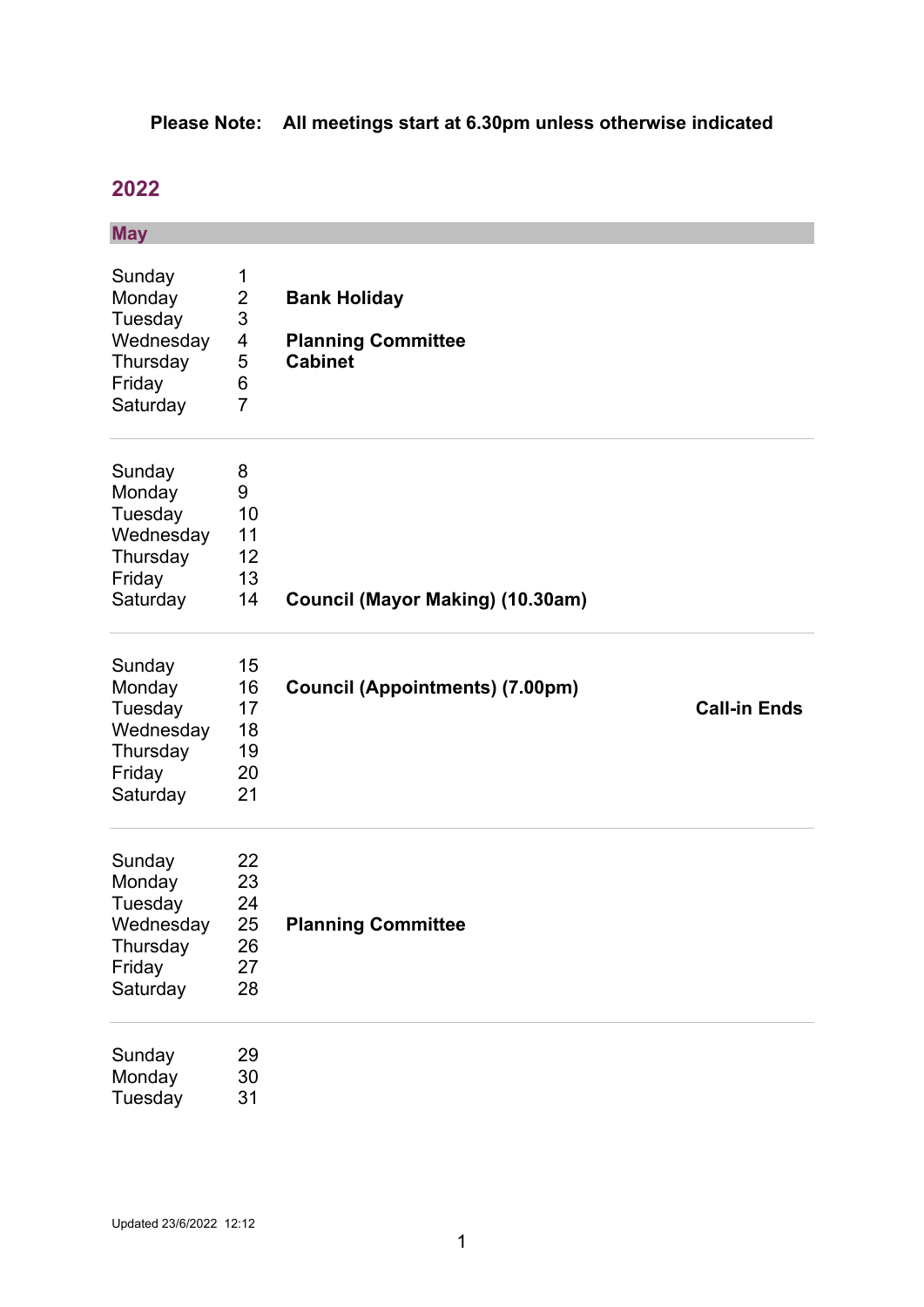**Please Note: All meetings start at 6.30pm unless otherwise indicated**

## 2022

### May

| | | | |
|---|---|---|---|
| Sunday | 1 | | |
| Monday | 2 | **Bank Holiday** | |
| Tuesday | 3 | | |
| Wednesday | 4 | **Planning Committee** | |
| Thursday | 5 | **Cabinet** | |
| Friday | 6 | | |
| Saturday | 7 | | |
| Sunday | 8 | | |
| Monday | 9 | | |
| Tuesday | 10 | | |
| Wednesday | 11 | | |
| Thursday | 12 | | |
| Friday | 13 | | |
| Saturday | 14 | **Council (Mayor Making) (10.30am)** | |
| Sunday | 15 | | |
| Monday | 16 | **Council (Appointments) (7.00pm)** | |
| Tuesday | 17 | | **Call-in Ends** |
| Wednesday | 18 | | |
| Thursday | 19 | | |
| Friday | 20 | | |
| Saturday | 21 | | |
| Sunday | 22 | | |
| Monday | 23 | | |
| Tuesday | 24 | | |
| Wednesday | 25 | **Planning Committee** | |
| Thursday | 26 | | |
| Friday | 27 | | |
| Saturday | 28 | | |
| Sunday | 29 | | |
| Monday | 30 | | |
| Tuesday | 31 | | |

Updated 23/6/2022 12:12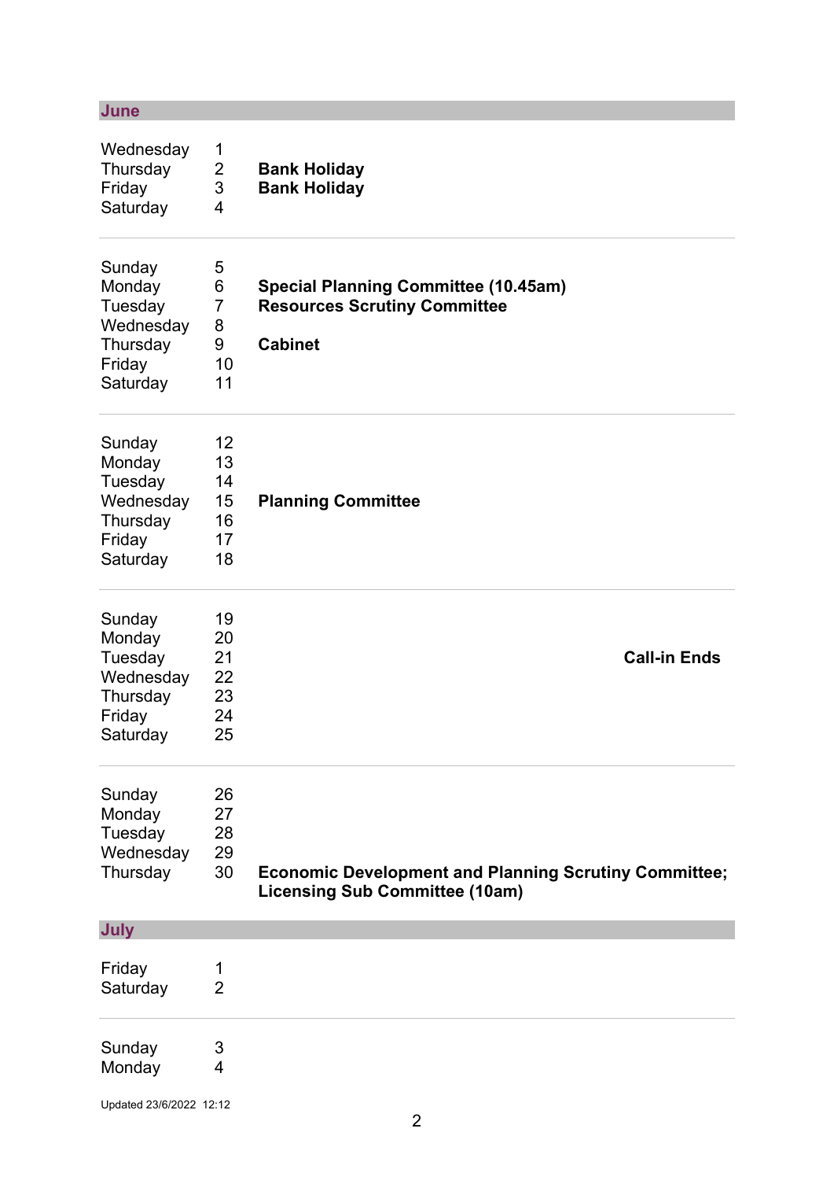## June

| | | |
|---|---|---|
| Wednesday | 1 | |
| Thursday | 2 | **Bank Holiday** |
| Friday | 3 | **Bank Holiday** |
| Saturday | 4 | |
| Sunday | 5 | |
| Monday | 6 | **Special Planning Committee (10.45am)** |
| Tuesday | 7 | **Resources Scrutiny Committee** |
| Wednesday | 8 | |
| Thursday | 9 | **Cabinet** |
| Friday | 10 | |
| Saturday | 11 | |
| Sunday | 12 | |
| Monday | 13 | |
| Tuesday | 14 | |
| Wednesday | 15 | **Planning Committee** |
| Thursday | 16 | |
| Friday | 17 | |
| Saturday | 18 | |
| Sunday | 19 | |
| Monday | 20 | |
| Tuesday | 21 | **Call-in Ends** |
| Wednesday | 22 | |
| Thursday | 23 | |
| Friday | 24 | |
| Saturday | 25 | |
| Sunday | 26 | |
| Monday | 27 | |
| Tuesday | 28 | |
| Wednesday | 29 | |
| Thursday | 30 | **Economic Development and Planning Scrutiny Committee; Licensing Sub Committee (10am)** |

## July

| | | |
|---|---|---|
| Friday | 1 | |
| Saturday | 2 | |
| Sunday | 3 | |
| Monday | 4 | |

Updated 23/6/2022 12:12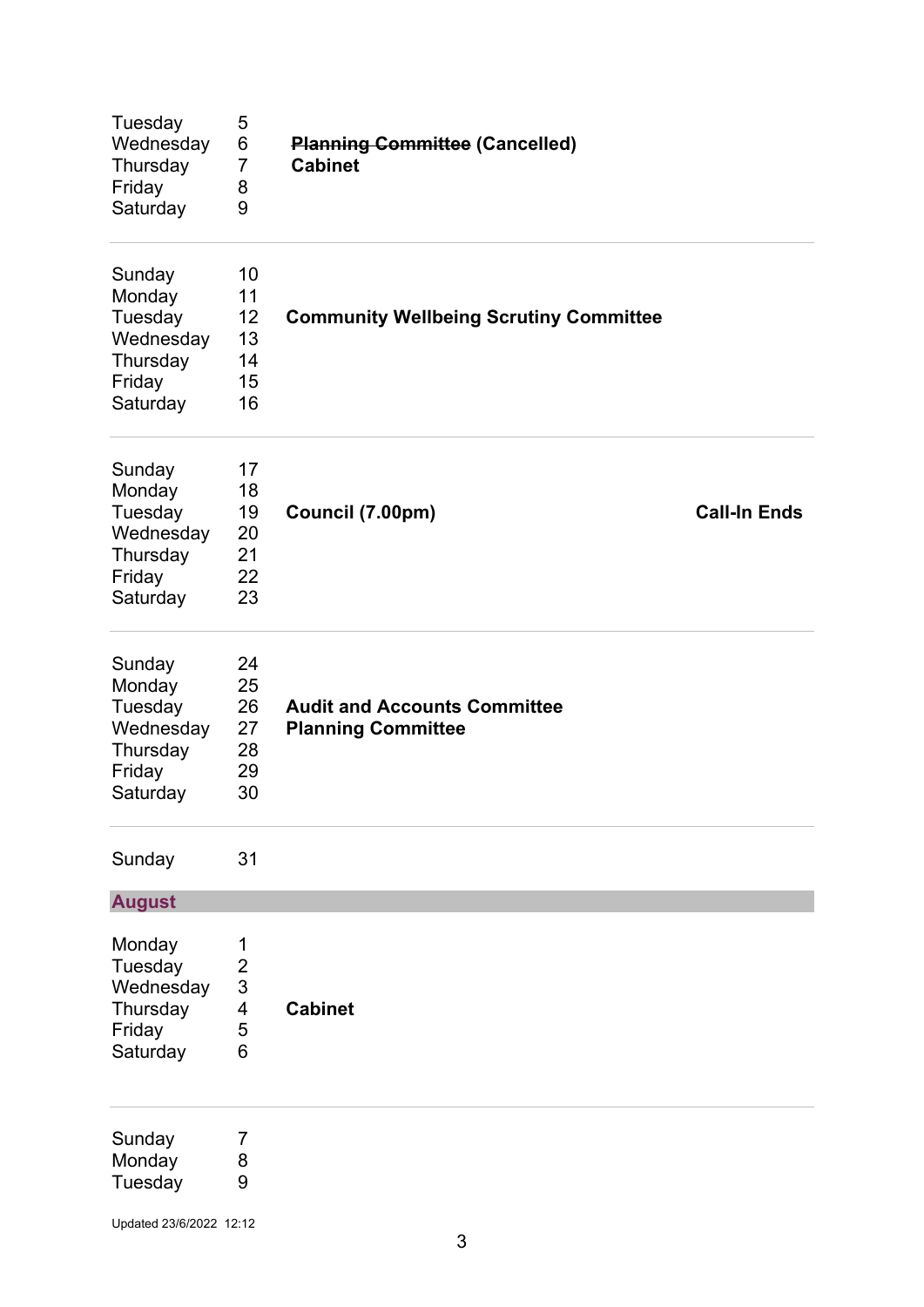| | | | |
|---|---|---|---|
| Tuesday | 5 | | |
| Wednesday | 6 | ~~**Planning Committee**~~ **(Cancelled)** | |
| Thursday | 7 | **Cabinet** | |
| Friday | 8 | | |
| Saturday | 9 | | |
| Sunday | 10 | | |
| Monday | 11 | | |
| Tuesday | 12 | **Community Wellbeing Scrutiny Committee** | |
| Wednesday | 13 | | |
| Thursday | 14 | | |
| Friday | 15 | | |
| Saturday | 16 | | |
| Sunday | 17 | | |
| Monday | 18 | | |
| Tuesday | 19 | **Council (7.00pm)** | **Call-In Ends** |
| Wednesday | 20 | | |
| Thursday | 21 | | |
| Friday | 22 | | |
| Saturday | 23 | | |
| Sunday | 24 | | |
| Monday | 25 | | |
| Tuesday | 26 | **Audit and Accounts Committee** | |
| Wednesday | 27 | **Planning Committee** | |
| Thursday | 28 | | |
| Friday | 29 | | |
| Saturday | 30 | | |
| Sunday | 31 | | |

## August

| | | |
|---|---|---|
| Monday | 1 | |
| Tuesday | 2 | |
| Wednesday | 3 | |
| Thursday | 4 | **Cabinet** |
| Friday | 5 | |
| Saturday | 6 | |
| Sunday | 7 | |
| Monday | 8 | |
| Tuesday | 9 | |

Updated 23/6/2022 12:12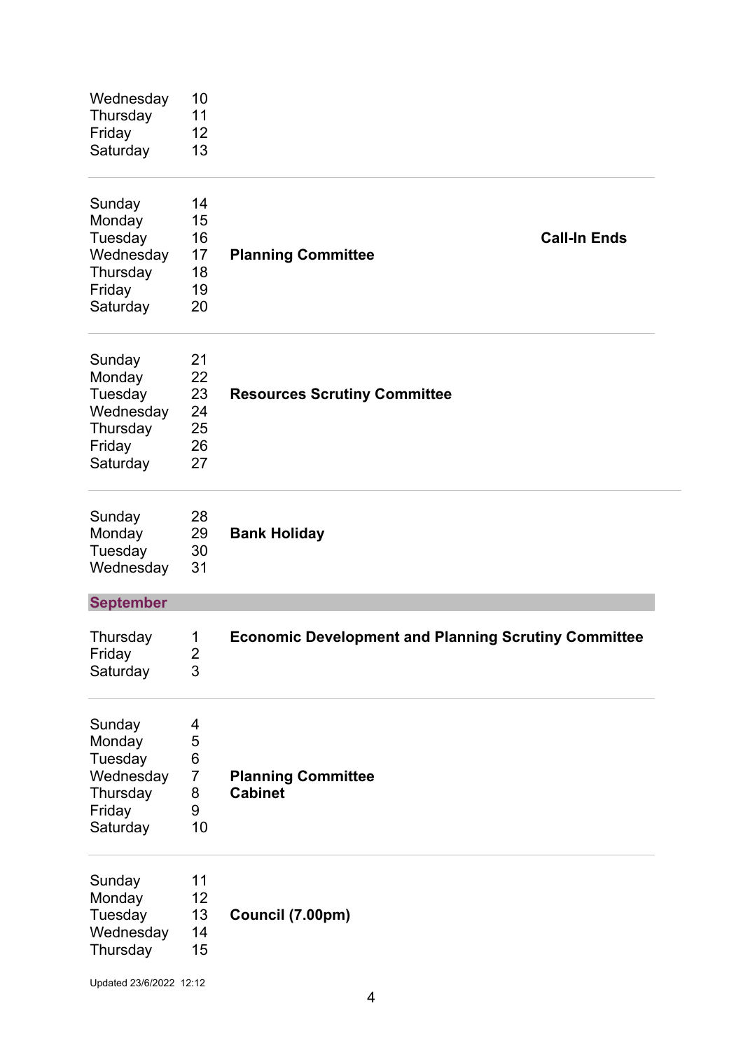| | | | |
|---|---|---|---|
| Wednesday | 10 | | |
| Thursday | 11 | | |
| Friday | 12 | | |
| Saturday | 13 | | |

| | | | |
|---|---|---|---|
| Sunday | 14 | | |
| Monday | 15 | | |
| Tuesday | 16 | | **Call-In Ends** |
| Wednesday | 17 | **Planning Committee** | |
| Thursday | 18 | | |
| Friday | 19 | | |
| Saturday | 20 | | |

| | | |
|---|---|---|
| Sunday | 21 | |
| Monday | 22 | |
| Tuesday | 23 | **Resources Scrutiny Committee** |
| Wednesday | 24 | |
| Thursday | 25 | |
| Friday | 26 | |
| Saturday | 27 | |

| | | |
|---|---|---|
| Sunday | 28 | |
| Monday | 29 | **Bank Holiday** |
| Tuesday | 30 | |
| Wednesday | 31 | |

## September

| | | |
|---|---|---|
| Thursday | 1 | **Economic Development and Planning Scrutiny Committee** |
| Friday | 2 | |
| Saturday | 3 | |

| | | |
|---|---|---|
| Sunday | 4 | |
| Monday | 5 | |
| Tuesday | 6 | |
| Wednesday | 7 | **Planning Committee** |
| Thursday | 8 | **Cabinet** |
| Friday | 9 | |
| Saturday | 10 | |

| | | |
|---|---|---|
| Sunday | 11 | |
| Monday | 12 | |
| Tuesday | 13 | **Council (7.00pm)** |
| Wednesday | 14 | |
| Thursday | 15 | |

Updated 23/6/2022 12:12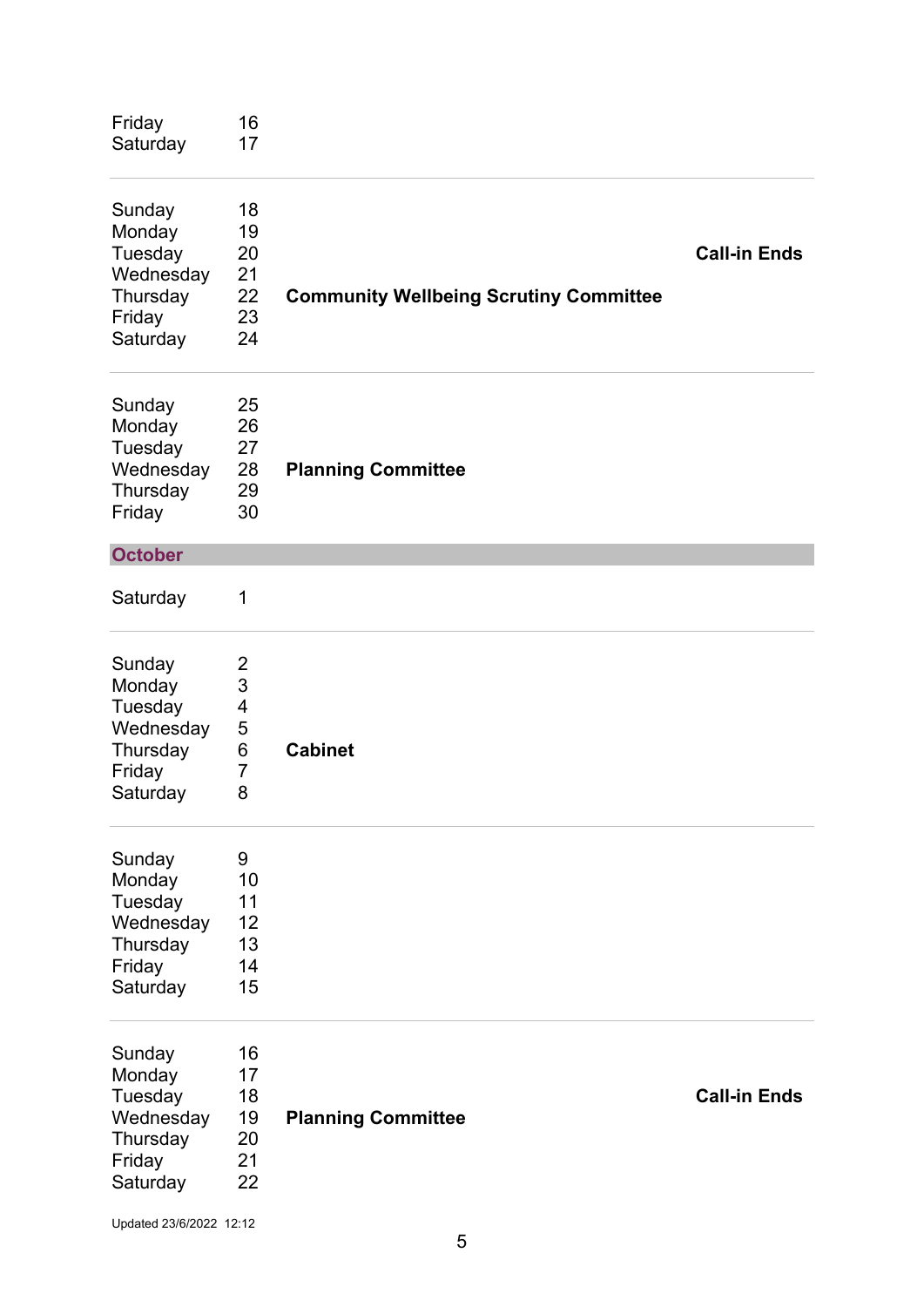| Day | Date | Meeting | Notes |
|---|---|---|---|
| Friday | 16 | | |
| Saturday | 17 | | |
| Sunday | 18 | | |
| Monday | 19 | | |
| Tuesday | 20 | | **Call-in Ends** |
| Wednesday | 21 | | |
| Thursday | 22 | **Community Wellbeing Scrutiny Committee** | |
| Friday | 23 | | |
| Saturday | 24 | | |
| Sunday | 25 | | |
| Monday | 26 | | |
| Tuesday | 27 | | |
| Wednesday | 28 | **Planning Committee** | |
| Thursday | 29 | | |
| Friday | 30 | | |

## October

| Day | Date | Meeting | Notes |
|---|---|---|---|
| Saturday | 1 | | |
| Sunday | 2 | | |
| Monday | 3 | | |
| Tuesday | 4 | | |
| Wednesday | 5 | | |
| Thursday | 6 | **Cabinet** | |
| Friday | 7 | | |
| Saturday | 8 | | |
| Sunday | 9 | | |
| Monday | 10 | | |
| Tuesday | 11 | | |
| Wednesday | 12 | | |
| Thursday | 13 | | |
| Friday | 14 | | |
| Saturday | 15 | | |
| Sunday | 16 | | |
| Monday | 17 | | |
| Tuesday | 18 | | **Call-in Ends** |
| Wednesday | 19 | **Planning Committee** | |
| Thursday | 20 | | |
| Friday | 21 | | |
| Saturday | 22 | | |

Updated 23/6/2022 12:12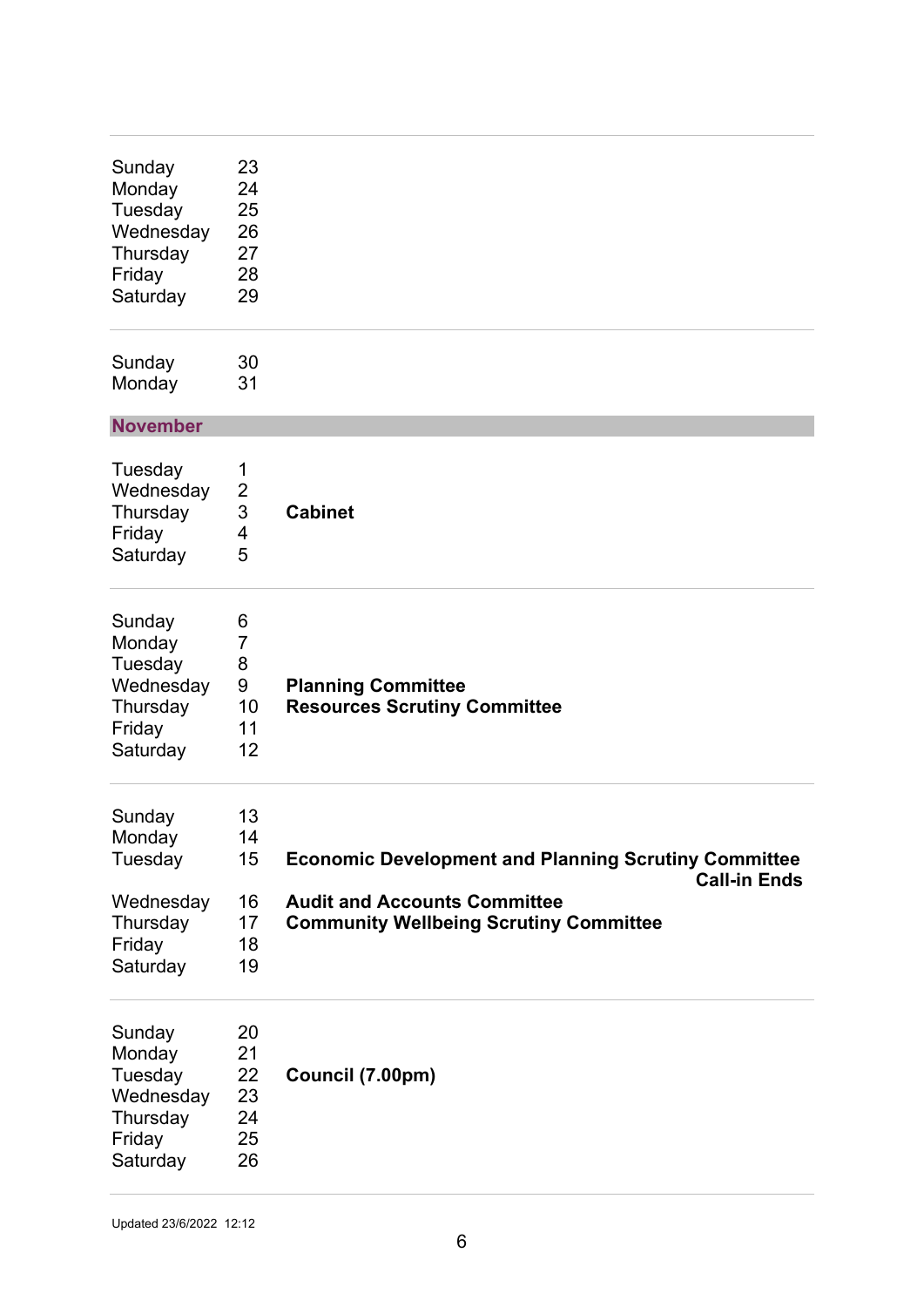| | | |
|---|---|---|
| Sunday | 23 | |
| Monday | 24 | |
| Tuesday | 25 | |
| Wednesday | 26 | |
| Thursday | 27 | |
| Friday | 28 | |
| Saturday | 29 | |

| | | |
|---|---|---|
| Sunday | 30 | |
| Monday | 31 | |

## November

| | | |
|---|---|---|
| Tuesday | 1 | |
| Wednesday | 2 | |
| Thursday | 3 | **Cabinet** |
| Friday | 4 | |
| Saturday | 5 | |

| | | |
|---|---|---|
| Sunday | 6 | |
| Monday | 7 | |
| Tuesday | 8 | |
| Wednesday | 9 | **Planning Committee**<br>**Resources Scrutiny Committee** |
| Thursday | 10 | |
| Friday | 11 | |
| Saturday | 12 | |

| | | |
|---|---|---|
| Sunday | 13 | |
| Monday | 14 | |
| Tuesday | 15 | **Economic Development and Planning Scrutiny Committee**<br>**Call-in Ends** |
| Wednesday | 16 | **Audit and Accounts Committee** |
| Thursday | 17 | **Community Wellbeing Scrutiny Committee** |
| Friday | 18 | |
| Saturday | 19 | |

| | | |
|---|---|---|
| Sunday | 20 | |
| Monday | 21 | |
| Tuesday | 22 | **Council (7.00pm)** |
| Wednesday | 23 | |
| Thursday | 24 | |
| Friday | 25 | |
| Saturday | 26 | |

Updated 23/6/2022 12:12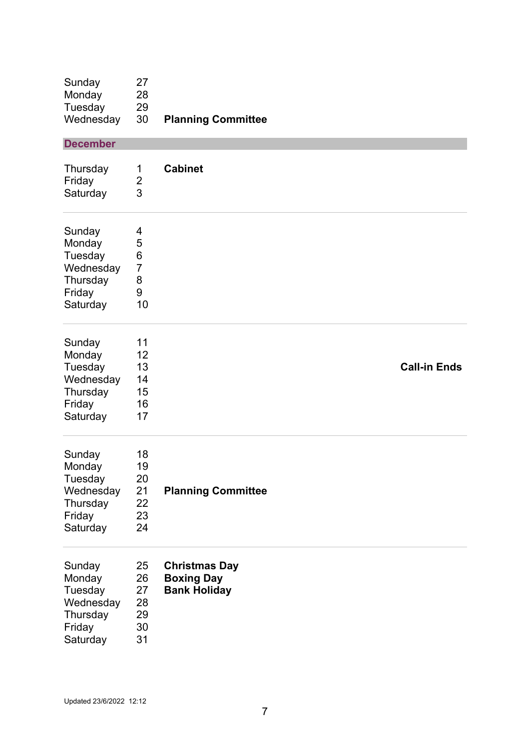| | | | |
|---|---|---|---|
| Sunday | 27 | | |
| Monday | 28 | | |
| Tuesday | 29 | | |
| Wednesday | 30 | **Planning Committee** | |

## December

| | | | |
|---|---|---|---|
| Thursday | 1 | **Cabinet** | |
| Friday | 2 | | |
| Saturday | 3 | | |
| Sunday | 4 | | |
| Monday | 5 | | |
| Tuesday | 6 | | |
| Wednesday | 7 | | |
| Thursday | 8 | | |
| Friday | 9 | | |
| Saturday | 10 | | |
| Sunday | 11 | | |
| Monday | 12 | | |
| Tuesday | 13 | | **Call-in Ends** |
| Wednesday | 14 | | |
| Thursday | 15 | | |
| Friday | 16 | | |
| Saturday | 17 | | |
| Sunday | 18 | | |
| Monday | 19 | | |
| Tuesday | 20 | | |
| Wednesday | 21 | **Planning Committee** | |
| Thursday | 22 | | |
| Friday | 23 | | |
| Saturday | 24 | | |
| Sunday | 25 | **Christmas Day** | |
| Monday | 26 | **Boxing Day** | |
| Tuesday | 27 | **Bank Holiday** | |
| Wednesday | 28 | | |
| Thursday | 29 | | |
| Friday | 30 | | |
| Saturday | 31 | | |

Updated 23/6/2022 12:12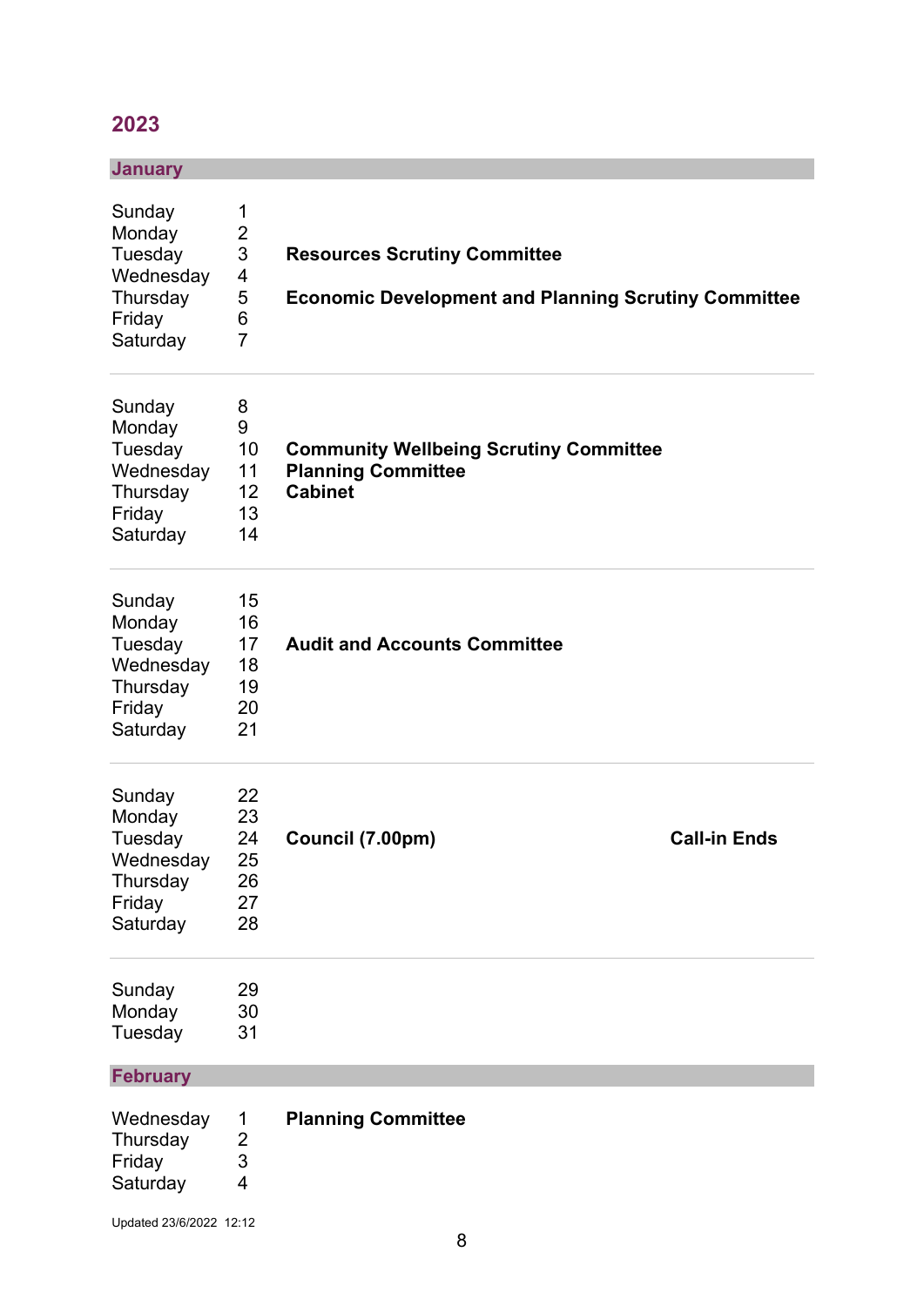## 2023

### January

| | | | |
|---|---|---|---|
| Sunday | 1 | | |
| Monday | 2 | | |
| Tuesday | 3 | **Resources Scrutiny Committee** | |
| Wednesday | 4 | | |
| Thursday | 5 | **Economic Development and Planning Scrutiny Committee** | |
| Friday | 6 | | |
| Saturday | 7 | | |
| Sunday | 8 | | |
| Monday | 9 | | |
| Tuesday | 10 | **Community Wellbeing Scrutiny Committee** | |
| Wednesday | 11 | **Planning Committee** | |
| Thursday | 12 | **Cabinet** | |
| Friday | 13 | | |
| Saturday | 14 | | |
| Sunday | 15 | | |
| Monday | 16 | | |
| Tuesday | 17 | **Audit and Accounts Committee** | |
| Wednesday | 18 | | |
| Thursday | 19 | | |
| Friday | 20 | | |
| Saturday | 21 | | |
| Sunday | 22 | | |
| Monday | 23 | | |
| Tuesday | 24 | **Council (7.00pm)** | **Call-in Ends** |
| Wednesday | 25 | | |
| Thursday | 26 | | |
| Friday | 27 | | |
| Saturday | 28 | | |
| Sunday | 29 | | |
| Monday | 30 | | |
| Tuesday | 31 | | |

### February

| | | | |
|---|---|---|---|
| Wednesday | 1 | **Planning Committee** | |
| Thursday | 2 | | |
| Friday | 3 | | |
| Saturday | 4 | | |

Updated 23/6/2022 12:12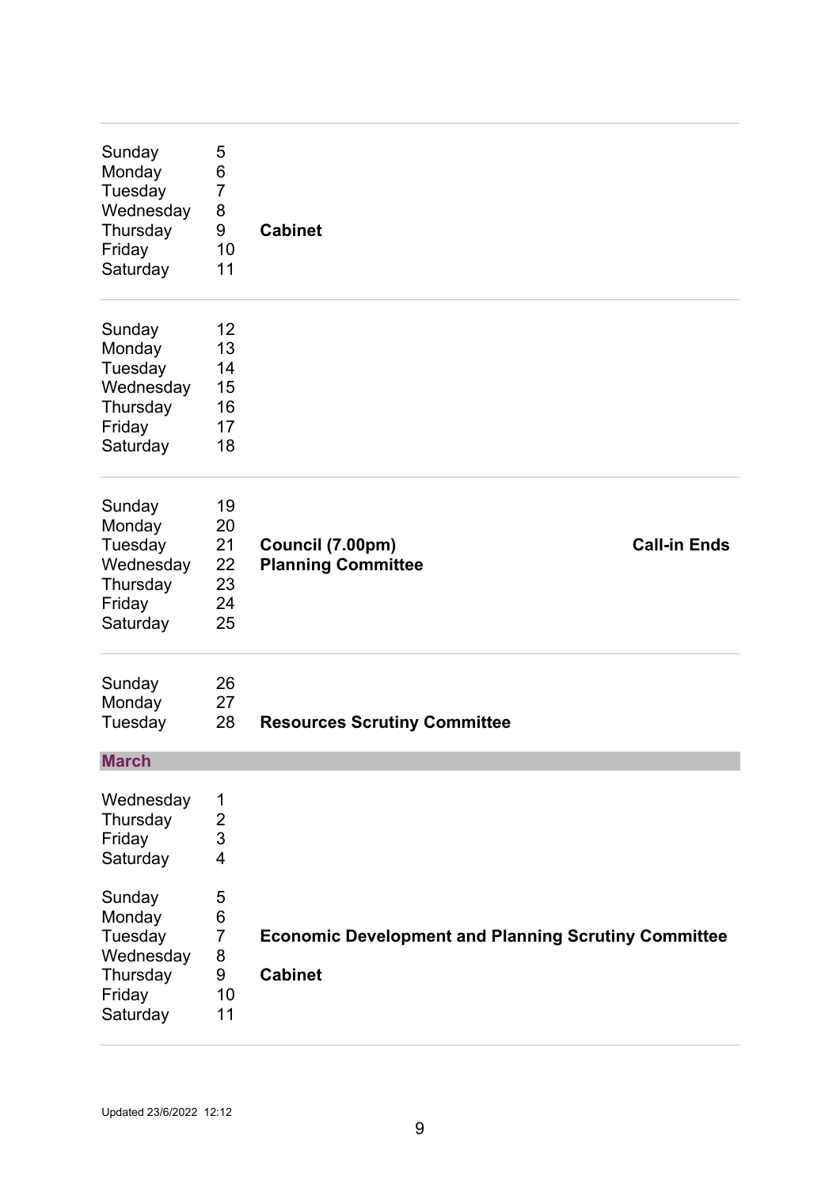| | | | |
|---|---|---|---|
| Sunday | 5 | | |
| Monday | 6 | | |
| Tuesday | 7 | | |
| Wednesday | 8 | | |
| Thursday | 9 | **Cabinet** | |
| Friday | 10 | | |
| Saturday | 11 | | |
| Sunday | 12 | | |
| Monday | 13 | | |
| Tuesday | 14 | | |
| Wednesday | 15 | | |
| Thursday | 16 | | |
| Friday | 17 | | |
| Saturday | 18 | | |
| Sunday | 19 | | |
| Monday | 20 | | |
| Tuesday | 21 | **Council (7.00pm)** | **Call-in Ends** |
| Wednesday | 22 | **Planning Committee** | |
| Thursday | 23 | | |
| Friday | 24 | | |
| Saturday | 25 | | |
| Sunday | 26 | | |
| Monday | 27 | | |
| Tuesday | 28 | **Resources Scrutiny Committee** | |

## March

| | | |
|---|---|---|
| Wednesday | 1 | |
| Thursday | 2 | |
| Friday | 3 | |
| Saturday | 4 | |
| Sunday | 5 | |
| Monday | 6 | |
| Tuesday | 7 | **Economic Development and Planning Scrutiny Committee** |
| Wednesday | 8 | |
| Thursday | 9 | **Cabinet** |
| Friday | 10 | |
| Saturday | 11 | |

Updated 23/6/2022 12:12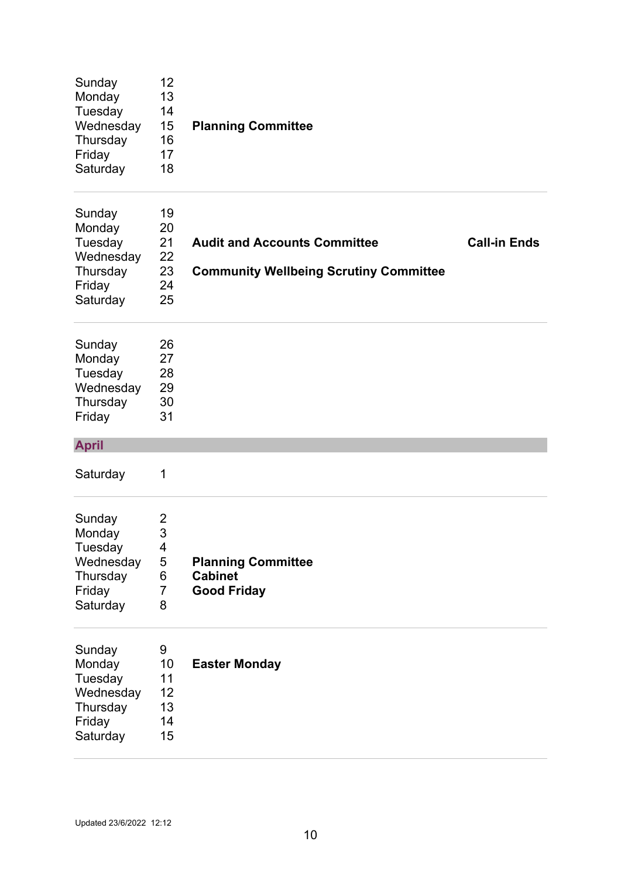| | | | |
|---|---|---|---|
| Sunday | 12 | | |
| Monday | 13 | | |
| Tuesday | 14 | | |
| Wednesday | 15 | **Planning Committee** | |
| Thursday | 16 | | |
| Friday | 17 | | |
| Saturday | 18 | | |

| | | | |
|---|---|---|---|
| Sunday | 19 | | |
| Monday | 20 | | |
| Tuesday | 21 | **Audit and Accounts Committee** | **Call-in Ends** |
| Wednesday | 22 | | |
| Thursday | 23 | **Community Wellbeing Scrutiny Committee** | |
| Friday | 24 | | |
| Saturday | 25 | | |

| | | | |
|---|---|---|---|
| Sunday | 26 | | |
| Monday | 27 | | |
| Tuesday | 28 | | |
| Wednesday | 29 | | |
| Thursday | 30 | | |
| Friday | 31 | | |

## April

| | | | |
|---|---|---|---|
| Saturday | 1 | | |

| | | | |
|---|---|---|---|
| Sunday | 2 | | |
| Monday | 3 | | |
| Tuesday | 4 | | |
| Wednesday | 5 | **Planning Committee** | |
| Thursday | 6 | **Cabinet** | |
| Friday | 7 | **Good Friday** | |
| Saturday | 8 | | |

| | | | |
|---|---|---|---|
| Sunday | 9 | | |
| Monday | 10 | **Easter Monday** | |
| Tuesday | 11 | | |
| Wednesday | 12 | | |
| Thursday | 13 | | |
| Friday | 14 | | |
| Saturday | 15 | | |

Updated 23/6/2022 12:12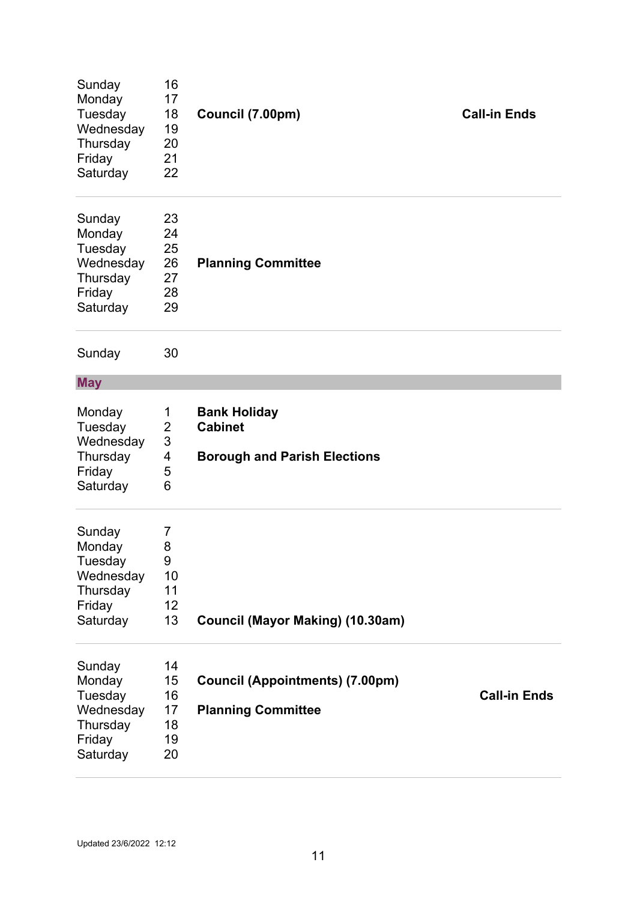| Day | Date | Event | |
|---|---|---|---|
| Sunday | 16 | | |
| Monday | 17 | | |
| Tuesday | 18 | **Council (7.00pm)** | **Call-in Ends** |
| Wednesday | 19 | | |
| Thursday | 20 | | |
| Friday | 21 | | |
| Saturday | 22 | | |

| Day | Date | Event | |
|---|---|---|---|
| Sunday | 23 | | |
| Monday | 24 | | |
| Tuesday | 25 | | |
| Wednesday | 26 | **Planning Committee** | |
| Thursday | 27 | | |
| Friday | 28 | | |
| Saturday | 29 | | |

| Day | Date | Event | |
|---|---|---|---|
| Sunday | 30 | | |

## May

| Day | Date | Event | |
|---|---|---|---|
| Monday | 1 | **Bank Holiday** | |
| Tuesday | 2 | **Cabinet** | |
| Wednesday | 3 | | |
| Thursday | 4 | **Borough and Parish Elections** | |
| Friday | 5 | | |
| Saturday | 6 | | |

| Day | Date | Event | |
|---|---|---|---|
| Sunday | 7 | | |
| Monday | 8 | | |
| Tuesday | 9 | | |
| Wednesday | 10 | | |
| Thursday | 11 | | |
| Friday | 12 | | |
| Saturday | 13 | **Council (Mayor Making) (10.30am)** | |

| Day | Date | Event | |
|---|---|---|---|
| Sunday | 14 | | |
| Monday | 15 | **Council (Appointments) (7.00pm)** | |
| Tuesday | 16 | | **Call-in Ends** |
| Wednesday | 17 | **Planning Committee** | |
| Thursday | 18 | | |
| Friday | 19 | | |
| Saturday | 20 | | |

Updated 23/6/2022 12:12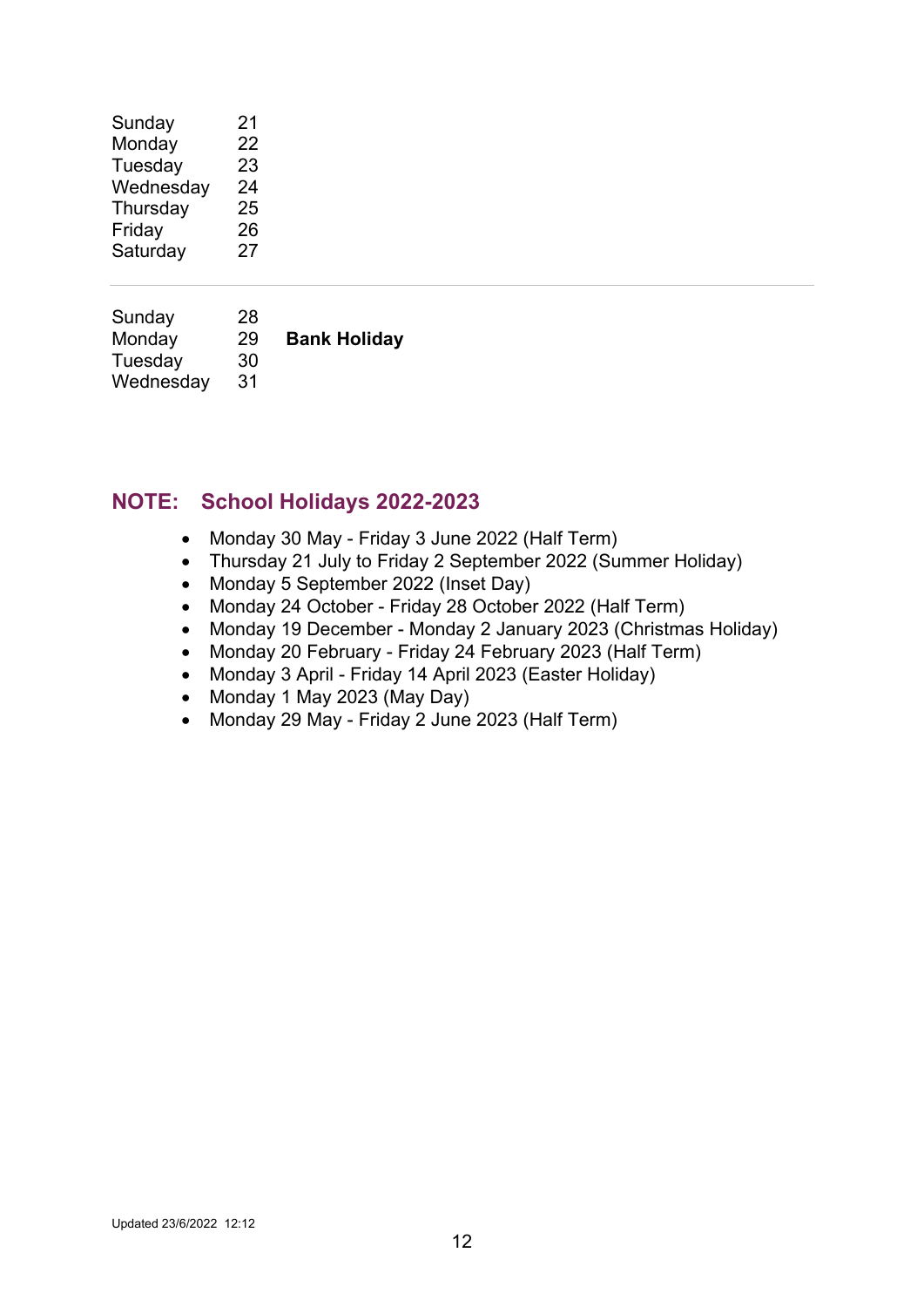| | | |
|---|---|---|
| Sunday | 21 | |
| Monday | 22 | |
| Tuesday | 23 | |
| Wednesday | 24 | |
| Thursday | 25 | |
| Friday | 26 | |
| Saturday | 27 | |

---

| | | |
|---|---|---|
| Sunday | 28 | |
| Monday | 29 | **Bank Holiday** |
| Tuesday | 30 | |
| Wednesday | 31 | |

## NOTE: School Holidays 2022-2023

- Monday 30 May - Friday 3 June 2022 (Half Term)
- Thursday 21 July to Friday 2 September 2022 (Summer Holiday)
- Monday 5 September 2022 (Inset Day)
- Monday 24 October - Friday 28 October 2022 (Half Term)
- Monday 19 December - Monday 2 January 2023 (Christmas Holiday)
- Monday 20 February - Friday 24 February 2023 (Half Term)
- Monday 3 April - Friday 14 April 2023 (Easter Holiday)
- Monday 1 May 2023 (May Day)
- Monday 29 May - Friday 2 June 2023 (Half Term)

Updated 23/6/2022 12:12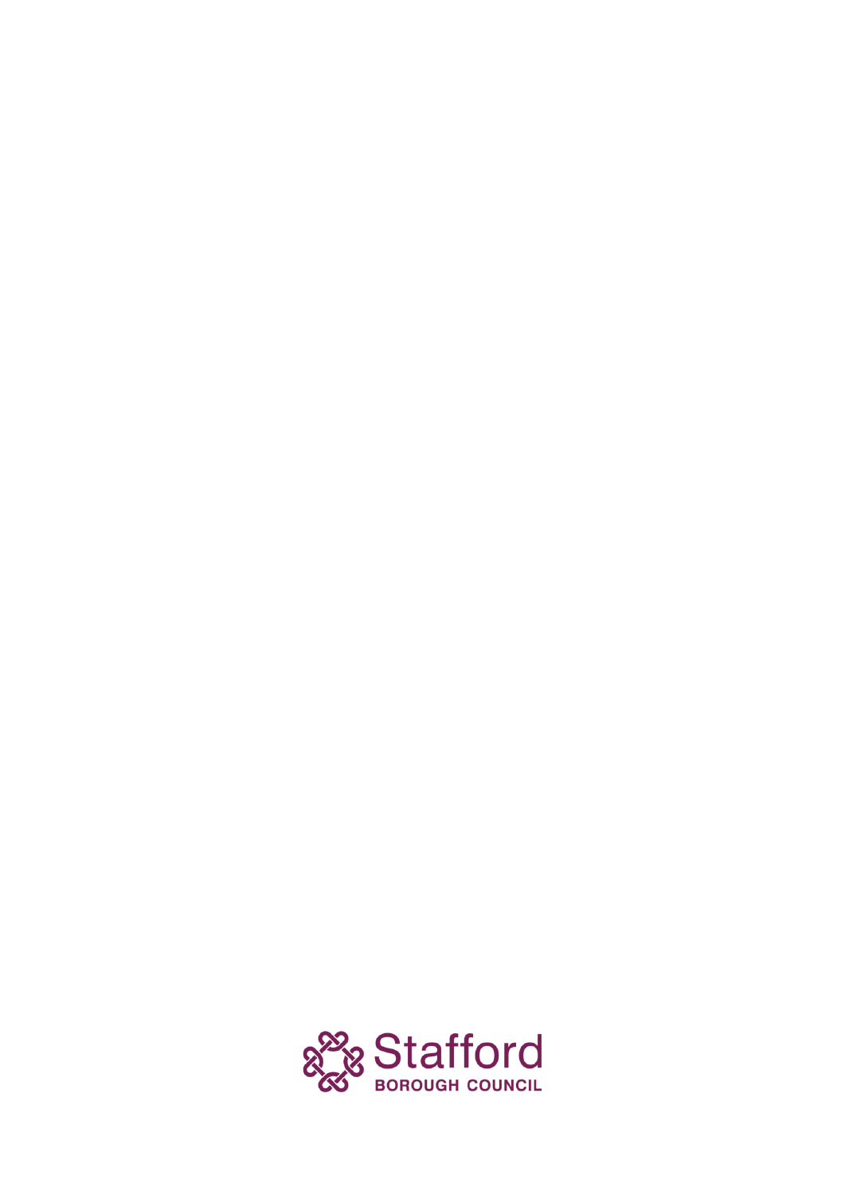Stafford

BOROUGH COUNCIL